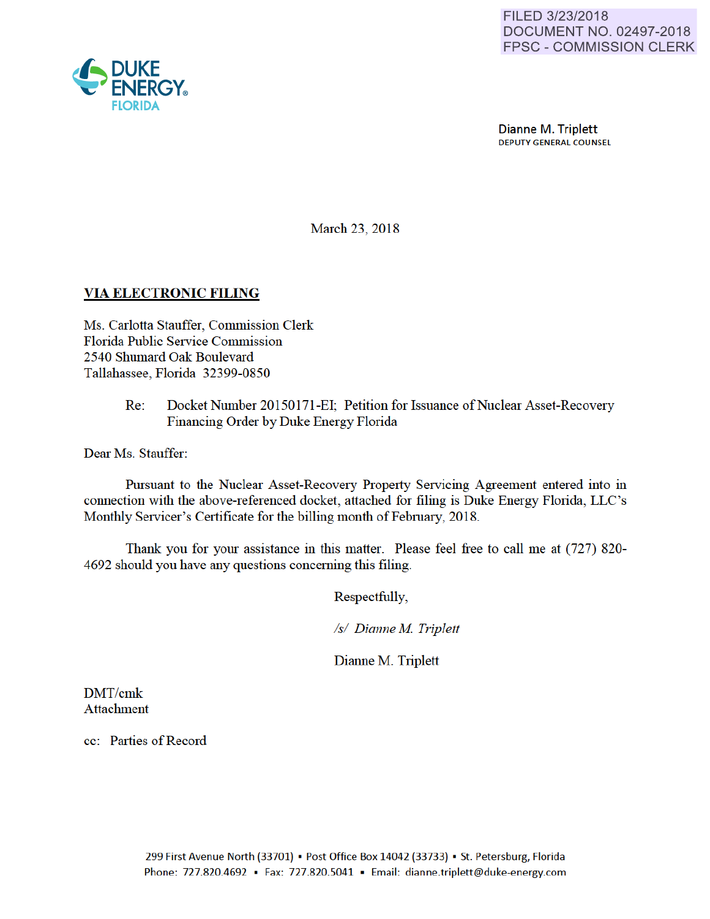FILED 3/23/2018
DOCUMENT NO. 02497-2018
FPSC - COMMISSION CLERK

DUKE ENERGY®
FLORIDA

Dianne M. Triplett
DEPUTY GENERAL COUNSEL

March 23, 2018

**VIA ELECTRONIC FILING**

Ms. Carlotta Stauffer, Commission Clerk
Florida Public Service Commission
2540 Shumard Oak Boulevard
Tallahassee, Florida 32399-0850

Re: Docket Number 20150171-EI; Petition for Issuance of Nuclear Asset-Recovery Financing Order by Duke Energy Florida

Dear Ms. Stauffer:

Pursuant to the Nuclear Asset-Recovery Property Servicing Agreement entered into in connection with the above-referenced docket, attached for filing is Duke Energy Florida, LLC's Monthly Servicer's Certificate for the billing month of February, 2018.

Thank you for your assistance in this matter. Please feel free to call me at (727) 820-4692 should you have any questions concerning this filing.

Respectfully,

*/s/ Dianne M. Triplett*

Dianne M. Triplett

DMT/cmk
Attachment

cc: Parties of Record

299 First Avenue North (33701) ▪ Post Office Box 14042 (33733) ▪ St. Petersburg, Florida
Phone: 727.820.4692 ▪ Fax: 727.820.5041 ▪ Email: dianne.triplett@duke-energy.com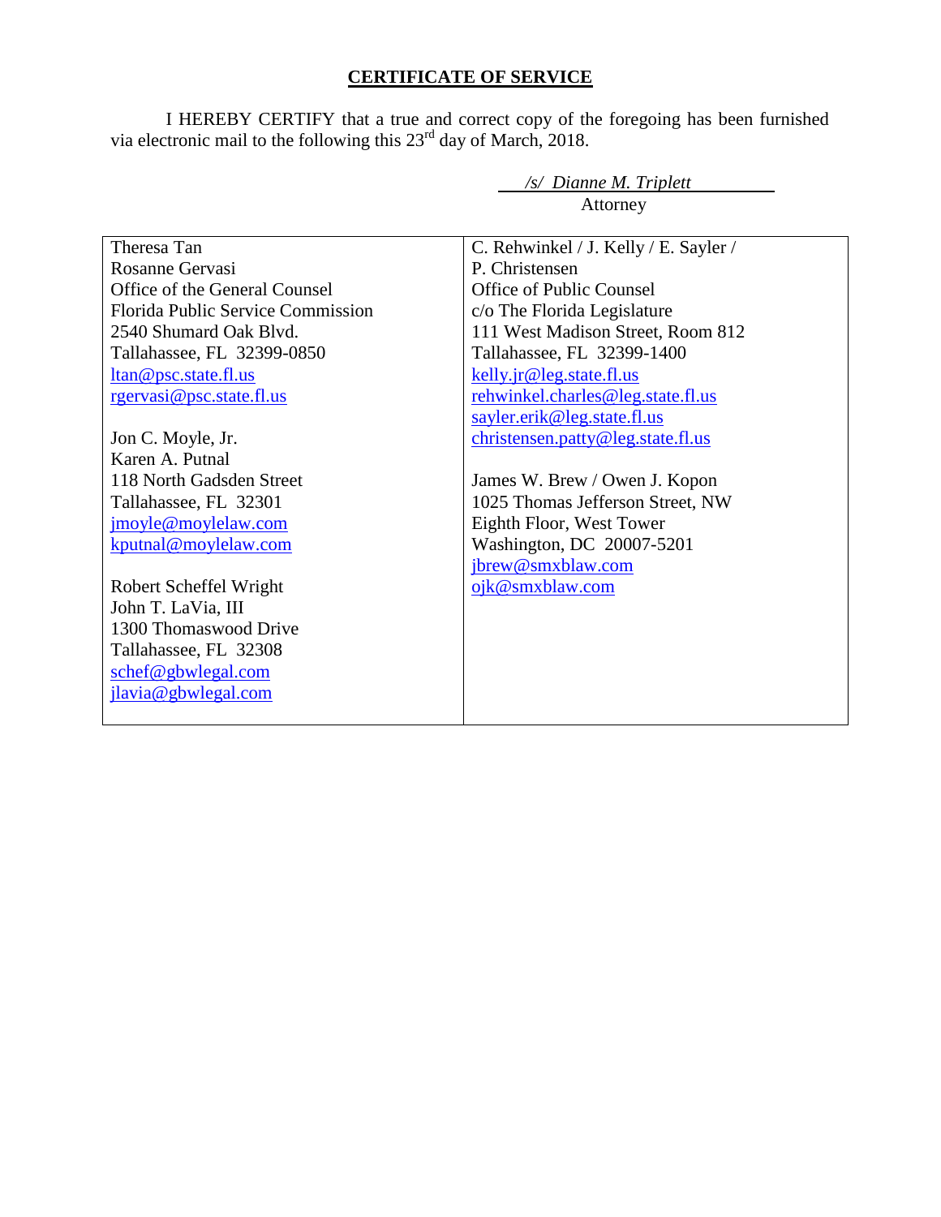## **CERTIFICATE OF SERVICE**

I HEREBY CERTIFY that a true and correct copy of the foregoing has been furnished via electronic mail to the following this 23rd day of March, 2018.

*/s/ Dianne M. Triplett*
Attorney

| | |
|---|---|
| Theresa Tan<br>Rosanne Gervasi<br>Office of the General Counsel<br>Florida Public Service Commission<br>2540 Shumard Oak Blvd.<br>Tallahassee, FL 32399-0850<br>ltan@psc.state.fl.us<br>rgervasi@psc.state.fl.us<br><br>Jon C. Moyle, Jr.<br>Karen A. Putnal<br>118 North Gadsden Street<br>Tallahassee, FL 32301<br>jmoyle@moylelaw.com<br>kputnal@moylelaw.com<br><br>Robert Scheffel Wright<br>John T. LaVia, III<br>1300 Thomaswood Drive<br>Tallahassee, FL 32308<br>schef@gbwlegal.com<br>jlavia@gbwlegal.com | C. Rehwinkel / J. Kelly / E. Sayler /<br>P. Christensen<br>Office of Public Counsel<br>c/o The Florida Legislature<br>111 West Madison Street, Room 812<br>Tallahassee, FL 32399-1400<br>kelly.jr@leg.state.fl.us<br>rehwinkel.charles@leg.state.fl.us<br>sayler.erik@leg.state.fl.us<br>christensen.patty@leg.state.fl.us<br><br>James W. Brew / Owen J. Kopon<br>1025 Thomas Jefferson Street, NW<br>Eighth Floor, West Tower<br>Washington, DC 20007-5201<br>jbrew@smxblaw.com<br>ojk@smxblaw.com |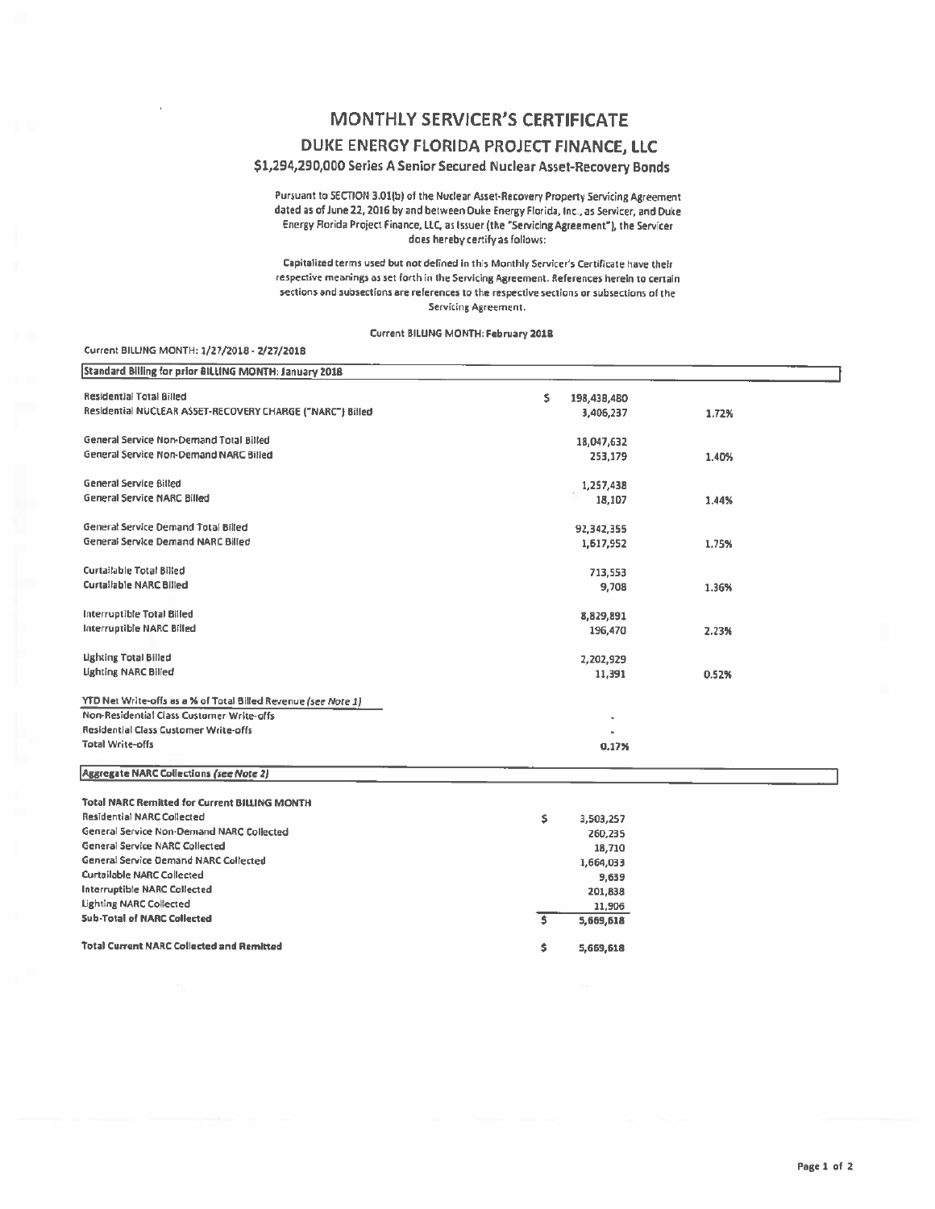# MONTHLY SERVICER'S CERTIFICATE

## DUKE ENERGY FLORIDA PROJECT FINANCE, LLC

### $1,294,290,000 Series A Senior Secured Nuclear Asset-Recovery Bonds

Pursuant to SECTION 3.01(b) of the Nuclear Asset-Recovery Property Servicing Agreement dated as of June 22, 2016 by and between Duke Energy Florida, Inc., as Servicer, and Duke Energy Florida Project Finance, LLC, as Issuer (the "Servicing Agreement"), the Servicer does hereby certify as follows:

Capitalized terms used but not defined in this Monthly Servicer's Certificate have their respective meanings as set forth in the Servicing Agreement. References herein to certain sections and subsections are references to the respective sections or subsections of the Servicing Agreement.

**Current BILLING MONTH: February 2018**

Current BILLING MONTH: 1/27/2018 - 2/27/2018

| Standard Billing for prior BILLING MONTH: January 2018 | | |
|---|---|---|
| Residential Total Billed | $ 198,438,480 | |
| Residential NUCLEAR ASSET-RECOVERY CHARGE ("NARC") Billed | 3,406,237 | 1.72% |
| General Service Non-Demand Total Billed | 18,047,632 | |
| General Service Non-Demand NARC Billed | 253,179 | 1.40% |
| General Service Billed | 1,257,438 | |
| General Service NARC Billed | 18,107 | 1.44% |
| General Service Demand Total Billed | 92,342,355 | |
| General Service Demand NARC Billed | 1,617,952 | 1.75% |
| Curtailable Total Billed | 713,553 | |
| Curtailable NARC Billed | 9,708 | 1.36% |
| Interruptible Total Billed | 8,829,891 | |
| Interruptible NARC Billed | 196,470 | 2.23% |
| Lighting Total Billed | 2,202,929 | |
| Lighting NARC Billed | 11,391 | 0.52% |
| YTD Net Write-offs as a % of Total Billed Revenue *(see Note 1)* | | |
| Non-Residential Class Customer Write-offs | - | |
| Residential Class Customer Write-offs | - | |
| Total Write-offs | 0.17% | |

| Aggregate NARC Collections *(see Note 2)* | |
|---|---|
| **Total NARC Remitted for Current BILLING MONTH** | |
| Residential NARC Collected | $ 3,503,257 |
| General Service Non-Demand NARC Collected | 260,235 |
| General Service NARC Collected | 18,710 |
| General Service Demand NARC Collected | 1,664,033 |
| Curtailable NARC Collected | 9,639 |
| Interruptible NARC Collected | 201,838 |
| Lighting NARC Collected | 11,906 |
| **Sub-Total of NARC Collected** | $ 5,669,618 |
| **Total Current NARC Collected and Remitted** | $ 5,669,618 |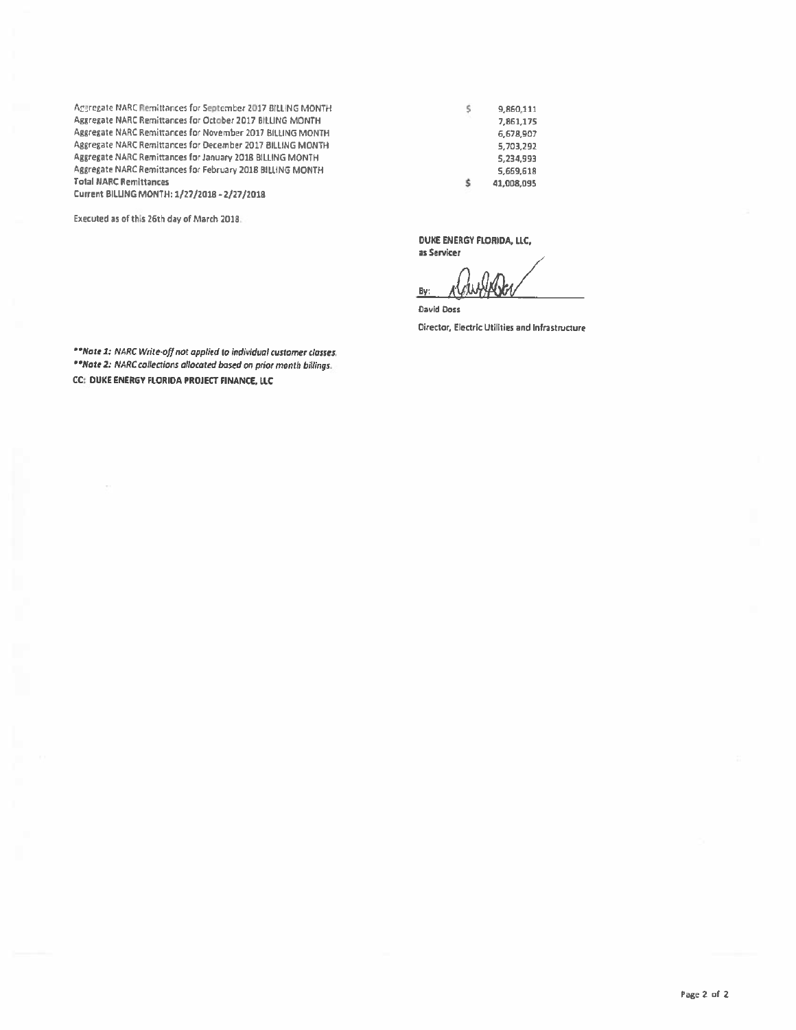| | | |
|---|---|---|
| Aggregate NARC Remittances for September 2017 BILLING MONTH | $ | 9,860,111 |
| Aggregate NARC Remittances for October 2017 BILLING MONTH | | 7,861,175 |
| Aggregate NARC Remittances for November 2017 BILLING MONTH | | 6,678,907 |
| Aggregate NARC Remittances for December 2017 BILLING MONTH | | 5,703,292 |
| Aggregate NARC Remittances for January 2018 BILLING MONTH | | 5,234,993 |
| Aggregate NARC Remittances for February 2018 BILLING MONTH | | 5,669,618 |
| **Total NARC Remittances** | $ | 41,008,095 |

**Current BILLING MONTH: 1/27/2018 - 2/27/2018**

Executed as of this 26th day of March 2018.

**DUKE ENERGY FLORIDA, LLC,**
**as Servicer**

By: ______________________

David Doss

Director, Electric Utilities and Infrastructure

***Note 1:** *NARC Write-off not applied to individual customer classes.*

***Note 2:** *NARC collections allocated based on prior month billings.*

**CC: DUKE ENERGY FLORIDA PROJECT FINANCE, LLC**